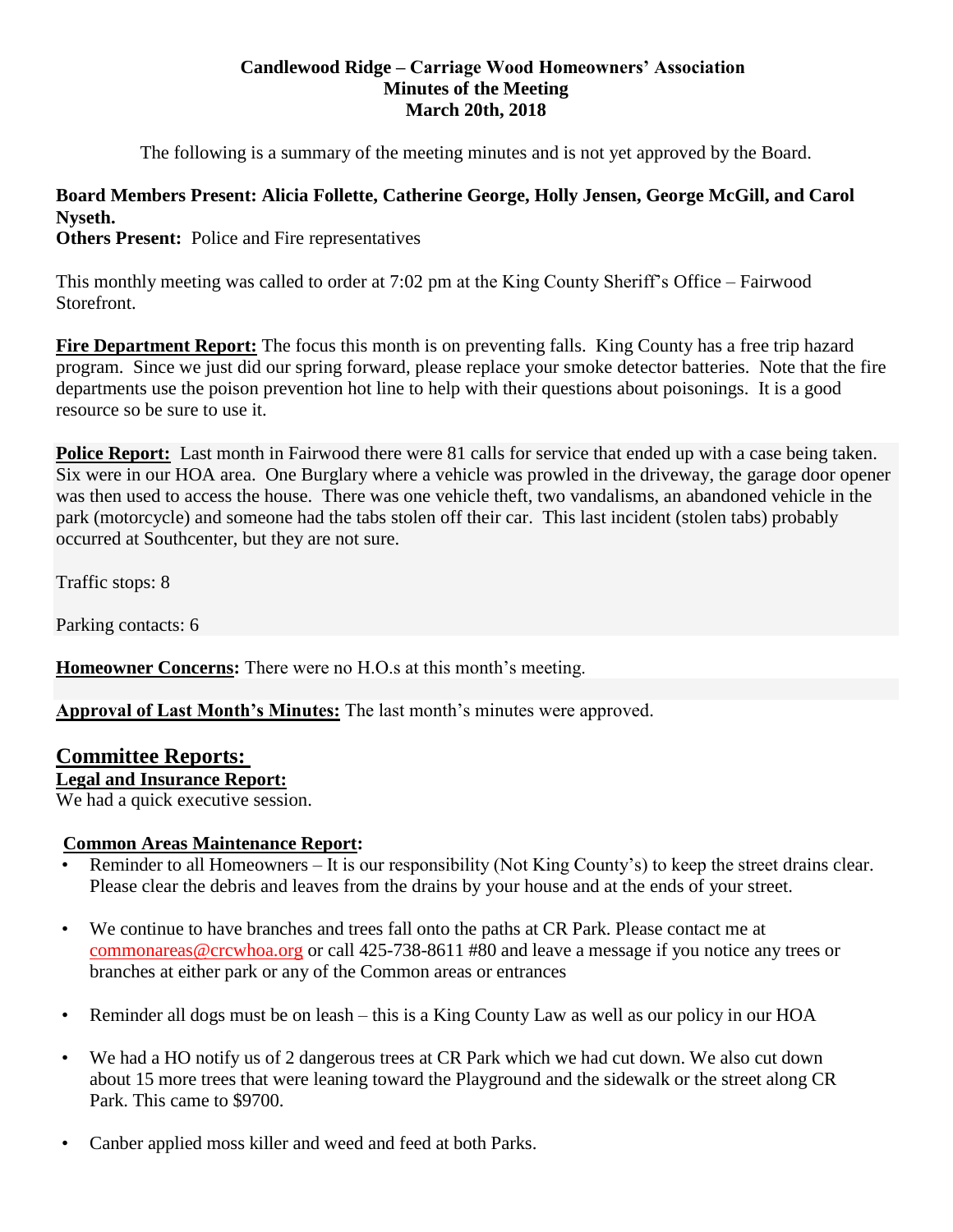**Candlewood Ridge – Carriage Wood Homeowners' Association**
**Minutes of the Meeting**
**March 20th, 2018**

The following is a summary of the meeting minutes and is not yet approved by the Board.

**Board Members Present: Alicia Follette, Catherine George, Holly Jensen, George McGill, and Carol Nyseth.**
**Others Present:** Police and Fire representatives

This monthly meeting was called to order at 7:02 pm at the King County Sheriff's Office – Fairwood Storefront.

**Fire Department Report:** The focus this month is on preventing falls. King County has a free trip hazard program. Since we just did our spring forward, please replace your smoke detector batteries. Note that the fire departments use the poison prevention hot line to help with their questions about poisonings. It is a good resource so be sure to use it.

**Police Report:** Last month in Fairwood there were 81 calls for service that ended up with a case being taken. Six were in our HOA area. One Burglary where a vehicle was prowled in the driveway, the garage door opener was then used to access the house. There was one vehicle theft, two vandalisms, an abandoned vehicle in the park (motorcycle) and someone had the tabs stolen off their car. This last incident (stolen tabs) probably occurred at Southcenter, but they are not sure.

Traffic stops: 8

Parking contacts: 6

**Homeowner Concerns:** There were no H.O.s at this month's meeting.

**Approval of Last Month's Minutes:** The last month's minutes were approved.

## Committee Reports:

**Legal and Insurance Report:**
We had a quick executive session.

**Common Areas Maintenance Report:**

- Reminder to all Homeowners – It is our responsibility (Not King County's) to keep the street drains clear. Please clear the debris and leaves from the drains by your house and at the ends of your street.
- We continue to have branches and trees fall onto the paths at CR Park. Please contact me at commonareas@crcwhoa.org or call 425-738-8611 #80 and leave a message if you notice any trees or branches at either park or any of the Common areas or entrances
- Reminder all dogs must be on leash – this is a King County Law as well as our policy in our HOA
- We had a HO notify us of 2 dangerous trees at CR Park which we had cut down. We also cut down about 15 more trees that were leaning toward the Playground and the sidewalk or the street along CR Park. This came to $9700.
- Canber applied moss killer and weed and feed at both Parks.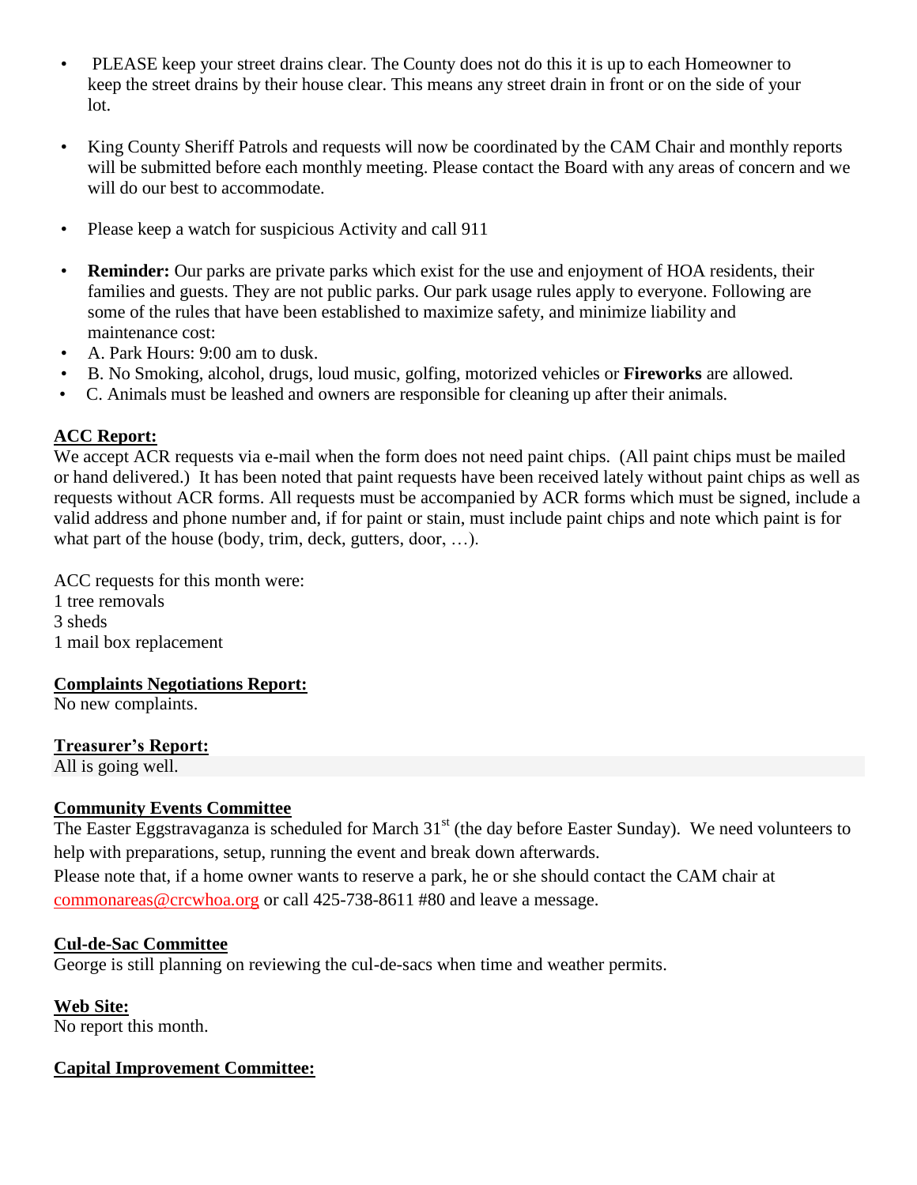- PLEASE keep your street drains clear. The County does not do this it is up to each Homeowner to keep the street drains by their house clear. This means any street drain in front or on the side of your lot.

- King County Sheriff Patrols and requests will now be coordinated by the CAM Chair and monthly reports will be submitted before each monthly meeting. Please contact the Board with any areas of concern and we will do our best to accommodate.

- Please keep a watch for suspicious Activity and call 911

- **Reminder:** Our parks are private parks which exist for the use and enjoyment of HOA residents, their families and guests. They are not public parks. Our park usage rules apply to everyone. Following are some of the rules that have been established to maximize safety, and minimize liability and maintenance cost:
- A. Park Hours: 9:00 am to dusk.
- B. No Smoking, alcohol, drugs, loud music, golfing, motorized vehicles or **Fireworks** are allowed.
- C. Animals must be leashed and owners are responsible for cleaning up after their animals.

## ACC Report:

We accept ACR requests via e-mail when the form does not need paint chips. (All paint chips must be mailed or hand delivered.) It has been noted that paint requests have been received lately without paint chips as well as requests without ACR forms. All requests must be accompanied by ACR forms which must be signed, include a valid address and phone number and, if for paint or stain, must include paint chips and note which paint is for what part of the house (body, trim, deck, gutters, door, …).

ACC requests for this month were:
1 tree removals
3 sheds
1 mail box replacement

## Complaints Negotiations Report:

No new complaints.

## Treasurer's Report:

All is going well.

## Community Events Committee

The Easter Eggstravaganza is scheduled for March 31st (the day before Easter Sunday). We need volunteers to help with preparations, setup, running the event and break down afterwards.
Please note that, if a home owner wants to reserve a park, he or she should contact the CAM chair at commonareas@crcwhoa.org or call 425-738-8611 #80 and leave a message.

## Cul-de-Sac Committee

George is still planning on reviewing the cul-de-sacs when time and weather permits.

## Web Site:

No report this month.

## Capital Improvement Committee: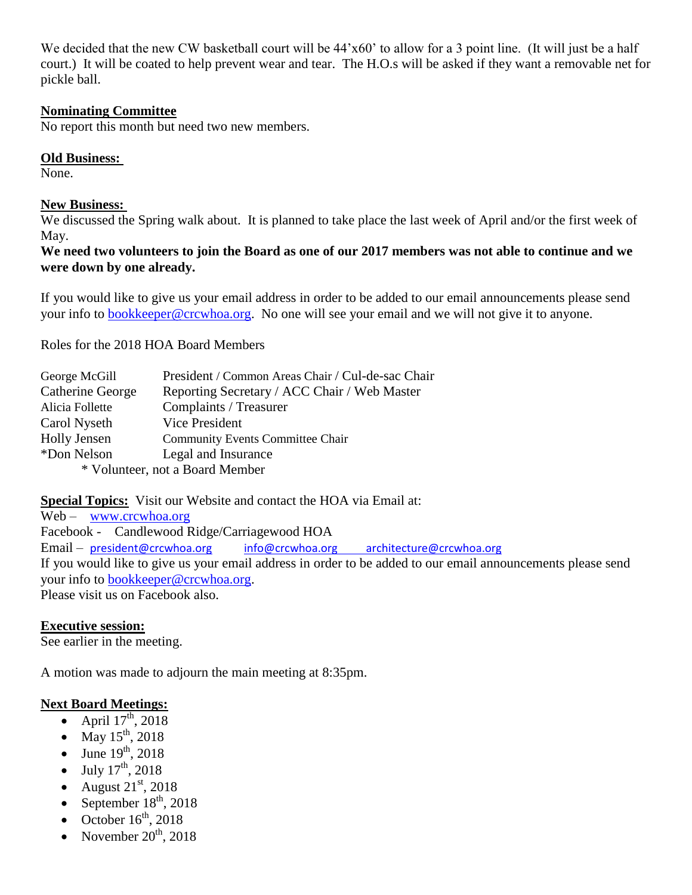We decided that the new CW basketball court will be 44'x60' to allow for a 3 point line. (It will just be a half court.) It will be coated to help prevent wear and tear. The H.O.s will be asked if they want a removable net for pickle ball.

**Nominating Committee**

No report this month but need two new members.

**Old Business:**

None.

**New Business:**

We discussed the Spring walk about. It is planned to take place the last week of April and/or the first week of May.

**We need two volunteers to join the Board as one of our 2017 members was not able to continue and we were down by one already.**

If you would like to give us your email address in order to be added to our email announcements please send your info to bookkeeper@crcwhoa.org. No one will see your email and we will not give it to anyone.

Roles for the 2018 HOA Board Members

| | |
|---|---|
| George McGill | President / Common Areas Chair / Cul-de-sac Chair |
| Catherine George | Reporting Secretary / ACC Chair / Web Master |
| Alicia Follette | Complaints / Treasurer |
| Carol Nyseth | Vice President |
| Holly Jensen | Community Events Committee Chair |
| *Don Nelson | Legal and Insurance |

\* Volunteer, not a Board Member

**Special Topics:** Visit our Website and contact the HOA via Email at:

Web – www.crcwhoa.org

Facebook - Candlewood Ridge/Carriagewood HOA

Email – president@crcwhoa.org info@crcwhoa.org architecture@crcwhoa.org

If you would like to give us your email address in order to be added to our email announcements please send your info to bookkeeper@crcwhoa.org.

Please visit us on Facebook also.

**Executive session:**

See earlier in the meeting.

A motion was made to adjourn the main meeting at 8:35pm.

**Next Board Meetings:**

- April 17th, 2018
- May 15th, 2018
- June 19th, 2018
- July 17th, 2018
- August 21st, 2018
- September 18th, 2018
- October 16th, 2018
- November 20th, 2018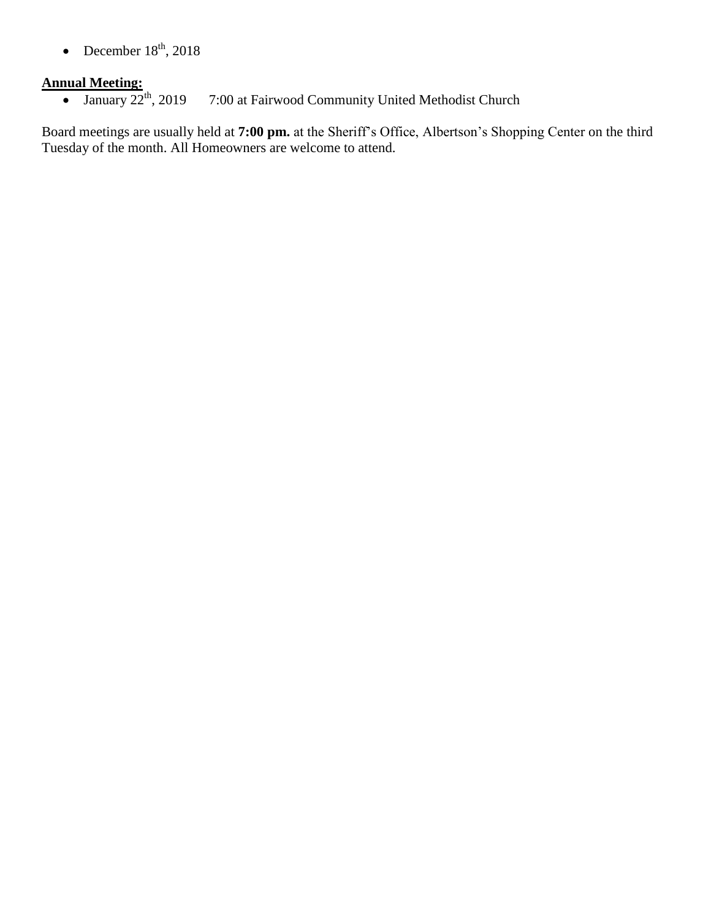- December 18th, 2018

**Annual Meeting:**

- January 22th, 2019 7:00 at Fairwood Community United Methodist Church

Board meetings are usually held at **7:00 pm.** at the Sheriff's Office, Albertson's Shopping Center on the third Tuesday of the month. All Homeowners are welcome to attend.